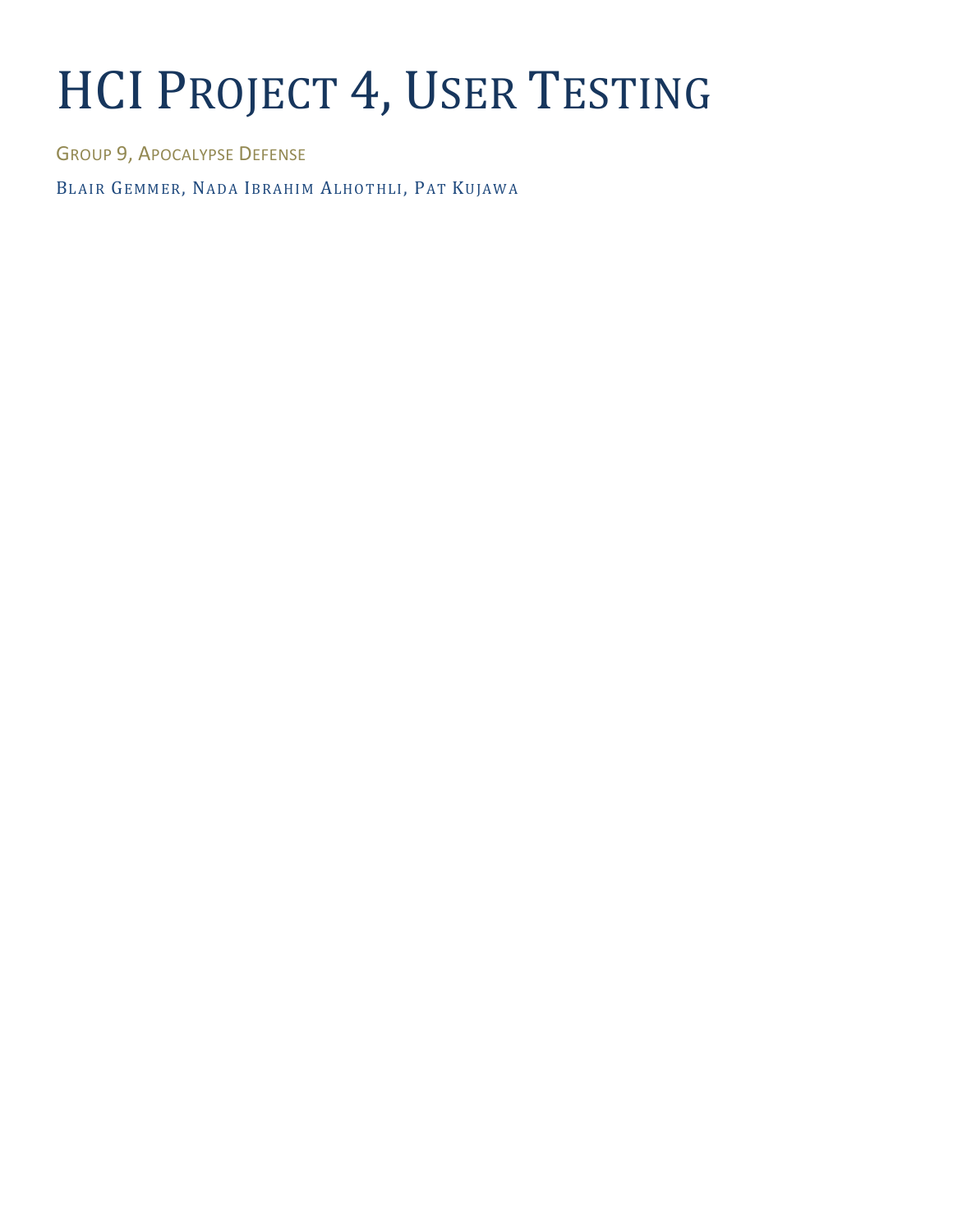# HCI Project 4, User Testing

Group 9, Apocalypse Defense

Blair Gemmer, Nada Ibrahim Alhothli, Pat Kujawa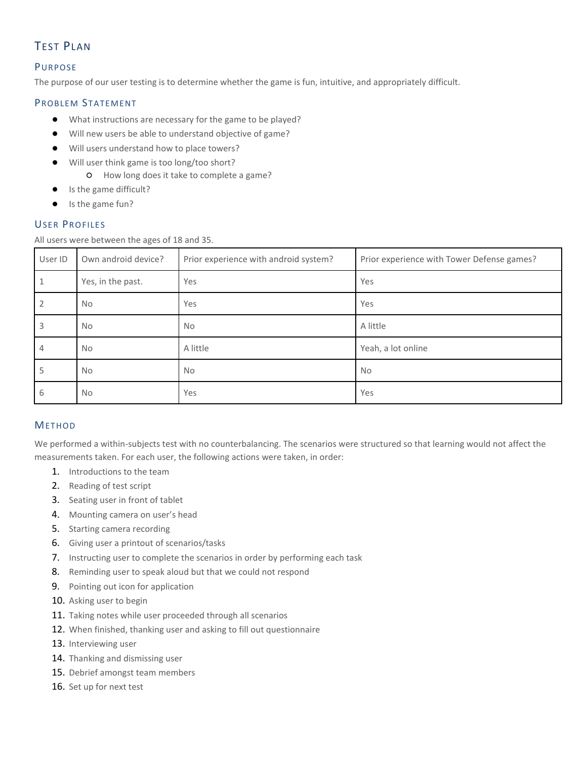## Test Plan

### Purpose

The purpose of our user testing is to determine whether the game is fun, intuitive, and appropriately difficult.

### Problem Statement

- What instructions are necessary for the game to be played?
- Will new users be able to understand objective of game?
- Will users understand how to place towers?
- Will user think game is too long/too short?
    - How long does it take to complete a game?
- Is the game difficult?
- Is the game fun?

### User Profiles

All users were between the ages of 18 and 35.

| User ID | Own android device? | Prior experience with android system? | Prior experience with Tower Defense games? |
|---|---|---|---|
| 1 | Yes, in the past. | Yes | Yes |
| 2 | No | Yes | Yes |
| 3 | No | No | A little |
| 4 | No | A little | Yeah, a lot online |
| 5 | No | No | No |
| 6 | No | Yes | Yes |

### Method

We performed a within-subjects test with no counterbalancing. The scenarios were structured so that learning would not affect the measurements taken. For each user, the following actions were taken, in order:

1. Introductions to the team
2. Reading of test script
3. Seating user in front of tablet
4. Mounting camera on user's head
5. Starting camera recording
6. Giving user a printout of scenarios/tasks
7. Instructing user to complete the scenarios in order by performing each task
8. Reminding user to speak aloud but that we could not respond
9. Pointing out icon for application
10. Asking user to begin
11. Taking notes while user proceeded through all scenarios
12. When finished, thanking user and asking to fill out questionnaire
13. Interviewing user
14. Thanking and dismissing user
15. Debrief amongst team members
16. Set up for next test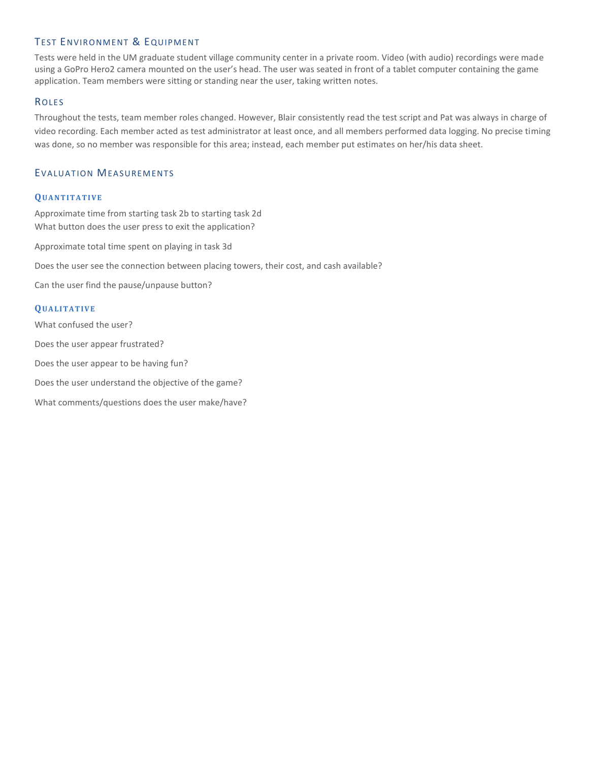## Test Environment & Equipment

Tests were held in the UM graduate student village community center in a private room. Video (with audio) recordings were made using a GoPro Hero2 camera mounted on the user's head. The user was seated in front of a tablet computer containing the game application. Team members were sitting or standing near the user, taking written notes.

## Roles

Throughout the tests, team member roles changed. However, Blair consistently read the test script and Pat was always in charge of video recording. Each member acted as test administrator at least once, and all members performed data logging. No precise timing was done, so no member was responsible for this area; instead, each member put estimates on her/his data sheet.

## Evaluation Measurements

### Quantitative

Approximate time from starting task 2b to starting task 2d
What button does the user press to exit the application?

Approximate total time spent on playing in task 3d

Does the user see the connection between placing towers, their cost, and cash available?

Can the user find the pause/unpause button?

### Qualitative

What confused the user?

Does the user appear frustrated?

Does the user appear to be having fun?

Does the user understand the objective of the game?

What comments/questions does the user make/have?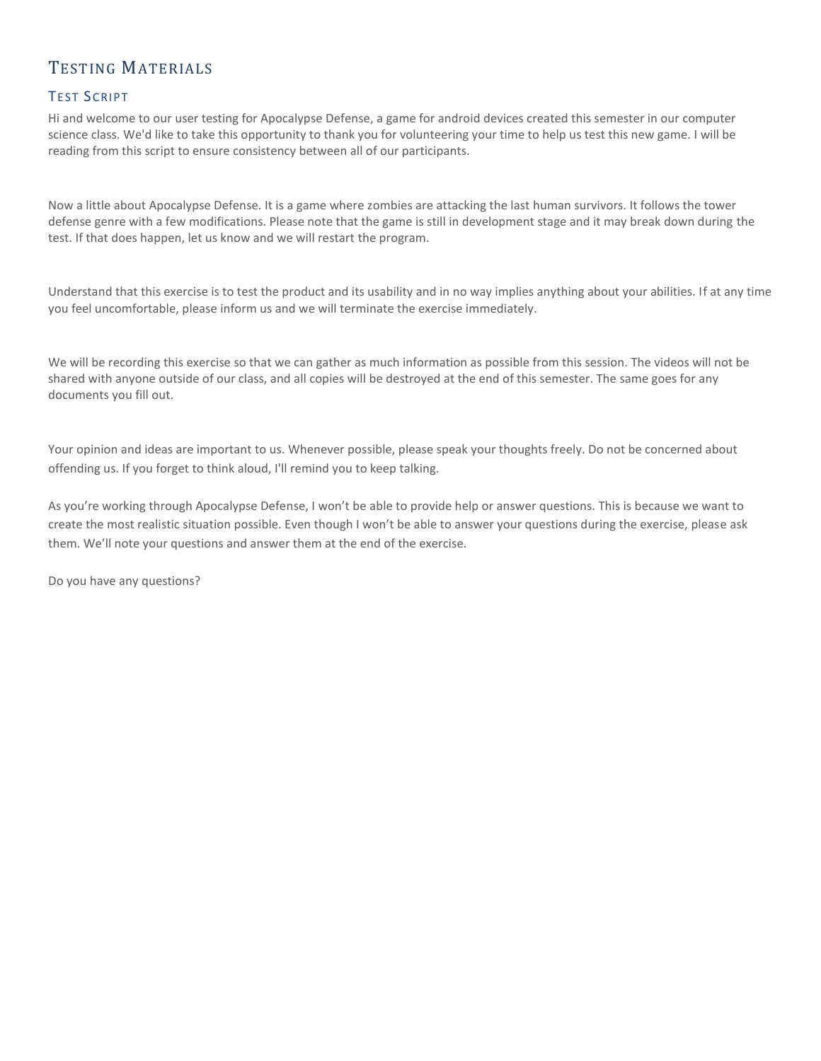# Testing Materials

## Test Script

Hi and welcome to our user testing for Apocalypse Defense, a game for android devices created this semester in our computer science class. We'd like to take this opportunity to thank you for volunteering your time to help us test this new game. I will be reading from this script to ensure consistency between all of our participants.

Now a little about Apocalypse Defense. It is a game where zombies are attacking the last human survivors. It follows the tower defense genre with a few modifications. Please note that the game is still in development stage and it may break down during the test. If that does happen, let us know and we will restart the program.

Understand that this exercise is to test the product and its usability and in no way implies anything about your abilities. If at any time you feel uncomfortable, please inform us and we will terminate the exercise immediately.

We will be recording this exercise so that we can gather as much information as possible from this session. The videos will not be shared with anyone outside of our class, and all copies will be destroyed at the end of this semester. The same goes for any documents you fill out.

Your opinion and ideas are important to us. Whenever possible, please speak your thoughts freely. Do not be concerned about offending us. If you forget to think aloud, I'll remind you to keep talking.

As you're working through Apocalypse Defense, I won't be able to provide help or answer questions. This is because we want to create the most realistic situation possible. Even though I won't be able to answer your questions during the exercise, please ask them. We'll note your questions and answer them at the end of the exercise.

Do you have any questions?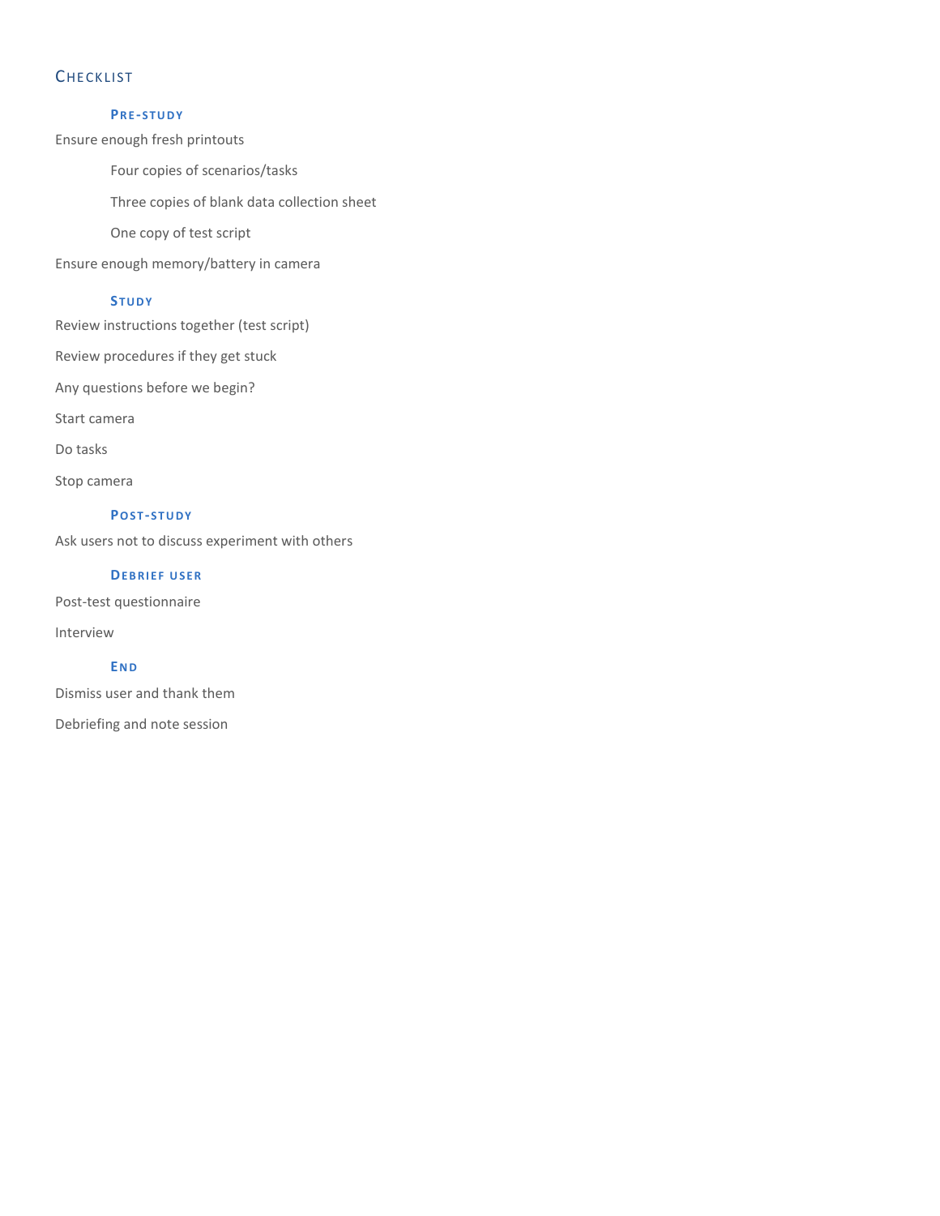## Checklist

### Pre-study

Ensure enough fresh printouts

- Four copies of scenarios/tasks
- Three copies of blank data collection sheet
- One copy of test script

Ensure enough memory/battery in camera

### Study

Review instructions together (test script)

Review procedures if they get stuck

Any questions before we begin?

Start camera

Do tasks

Stop camera

### Post-study

Ask users not to discuss experiment with others

### Debrief user

Post-test questionnaire

Interview

### End

Dismiss user and thank them

Debriefing and note session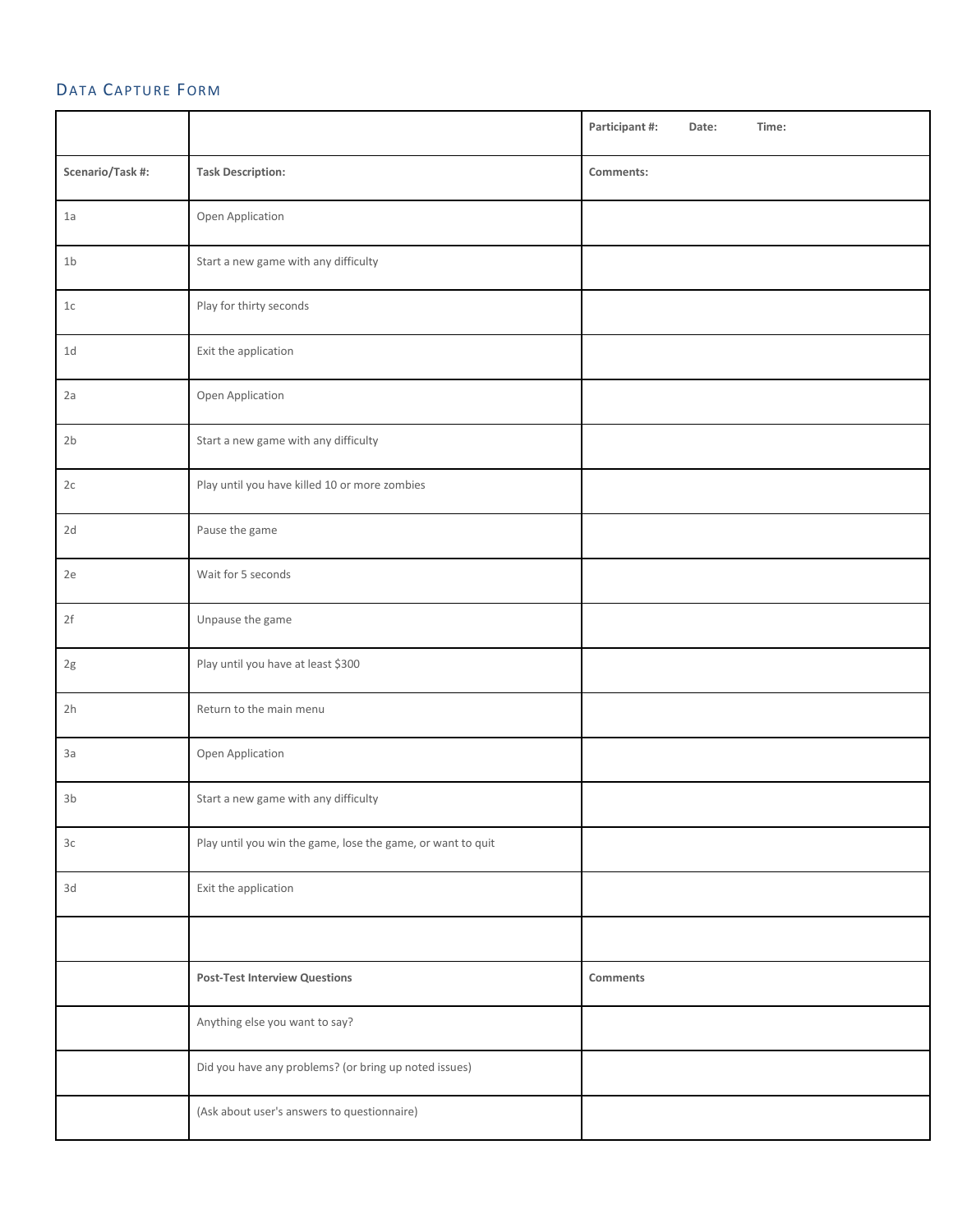## Data Capture Form

| | | Participant #: Date: Time: |
|---|---|---|
| **Scenario/Task #:** | **Task Description:** | **Comments:** |
| 1a | Open Application | |
| 1b | Start a new game with any difficulty | |
| 1c | Play for thirty seconds | |
| 1d | Exit the application | |
| 2a | Open Application | |
| 2b | Start a new game with any difficulty | |
| 2c | Play until you have killed 10 or more zombies | |
| 2d | Pause the game | |
| 2e | Wait for 5 seconds | |
| 2f | Unpause the game | |
| 2g | Play until you have at least $300 | |
| 2h | Return to the main menu | |
| 3a | Open Application | |
| 3b | Start a new game with any difficulty | |
| 3c | Play until you win the game, lose the game, or want to quit | |
| 3d | Exit the application | |
| | | |
| | **Post-Test Interview Questions** | **Comments** |
| | Anything else you want to say? | |
| | Did you have any problems? (or bring up noted issues) | |
| | (Ask about user's answers to questionnaire) | |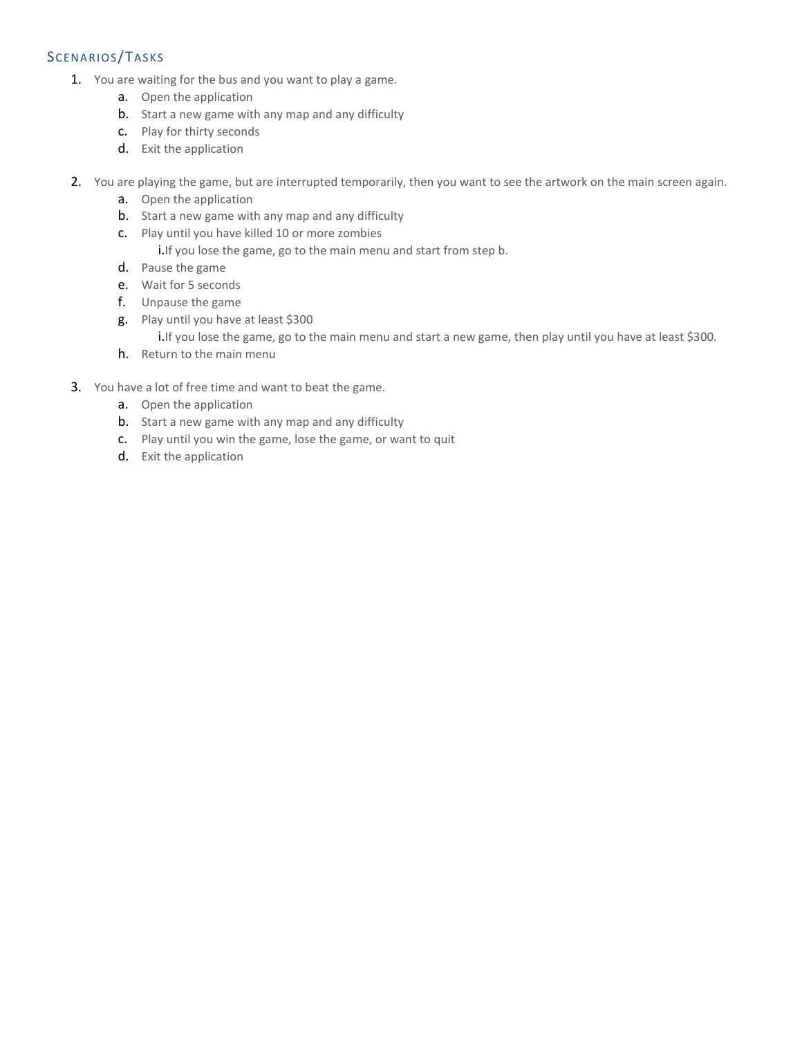## Scenarios/Tasks

1. You are waiting for the bus and you want to play a game.
    a. Open the application
    b. Start a new game with any map and any difficulty
    c. Play for thirty seconds
    d. Exit the application

2. You are playing the game, but are interrupted temporarily, then you want to see the artwork on the main screen again.
    a. Open the application
    b. Start a new game with any map and any difficulty
    c. Play until you have killed 10 or more zombies
        i. If you lose the game, go to the main menu and start from step b.
    d. Pause the game
    e. Wait for 5 seconds
    f. Unpause the game
    g. Play until you have at least $300
        i. If you lose the game, go to the main menu and start a new game, then play until you have at least $300.
    h. Return to the main menu

3. You have a lot of free time and want to beat the game.
    a. Open the application
    b. Start a new game with any map and any difficulty
    c. Play until you win the game, lose the game, or want to quit
    d. Exit the application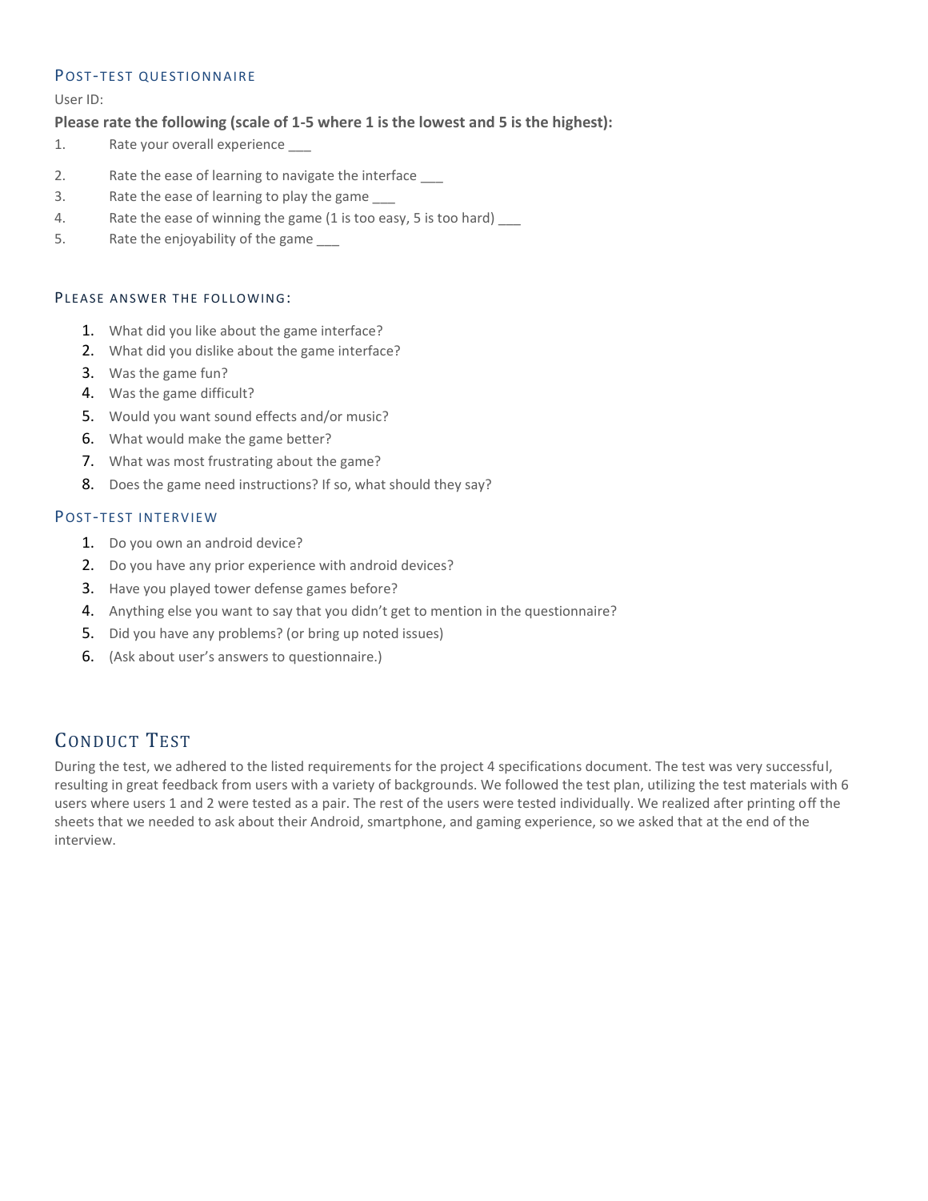### Post-test questionnaire

User ID:

**Please rate the following (scale of 1-5 where 1 is the lowest and 5 is the highest):**

1. Rate your overall experience ___
2. Rate the ease of learning to navigate the interface ___
3. Rate the ease of learning to play the game ___
4. Rate the ease of winning the game (1 is too easy, 5 is too hard) ___
5. Rate the enjoyability of the game ___

### Please answer the following:

1. What did you like about the game interface?
2. What did you dislike about the game interface?
3. Was the game fun?
4. Was the game difficult?
5. Would you want sound effects and/or music?
6. What would make the game better?
7. What was most frustrating about the game?
8. Does the game need instructions? If so, what should they say?

### Post-test interview

1. Do you own an android device?
2. Do you have any prior experience with android devices?
3. Have you played tower defense games before?
4. Anything else you want to say that you didn't get to mention in the questionnaire?
5. Did you have any problems? (or bring up noted issues)
6. (Ask about user's answers to questionnaire.)

## Conduct Test

During the test, we adhered to the listed requirements for the project 4 specifications document. The test was very successful, resulting in great feedback from users with a variety of backgrounds. We followed the test plan, utilizing the test materials with 6 users where users 1 and 2 were tested as a pair. The rest of the users were tested individually. We realized after printing off the sheets that we needed to ask about their Android, smartphone, and gaming experience, so we asked that at the end of the interview.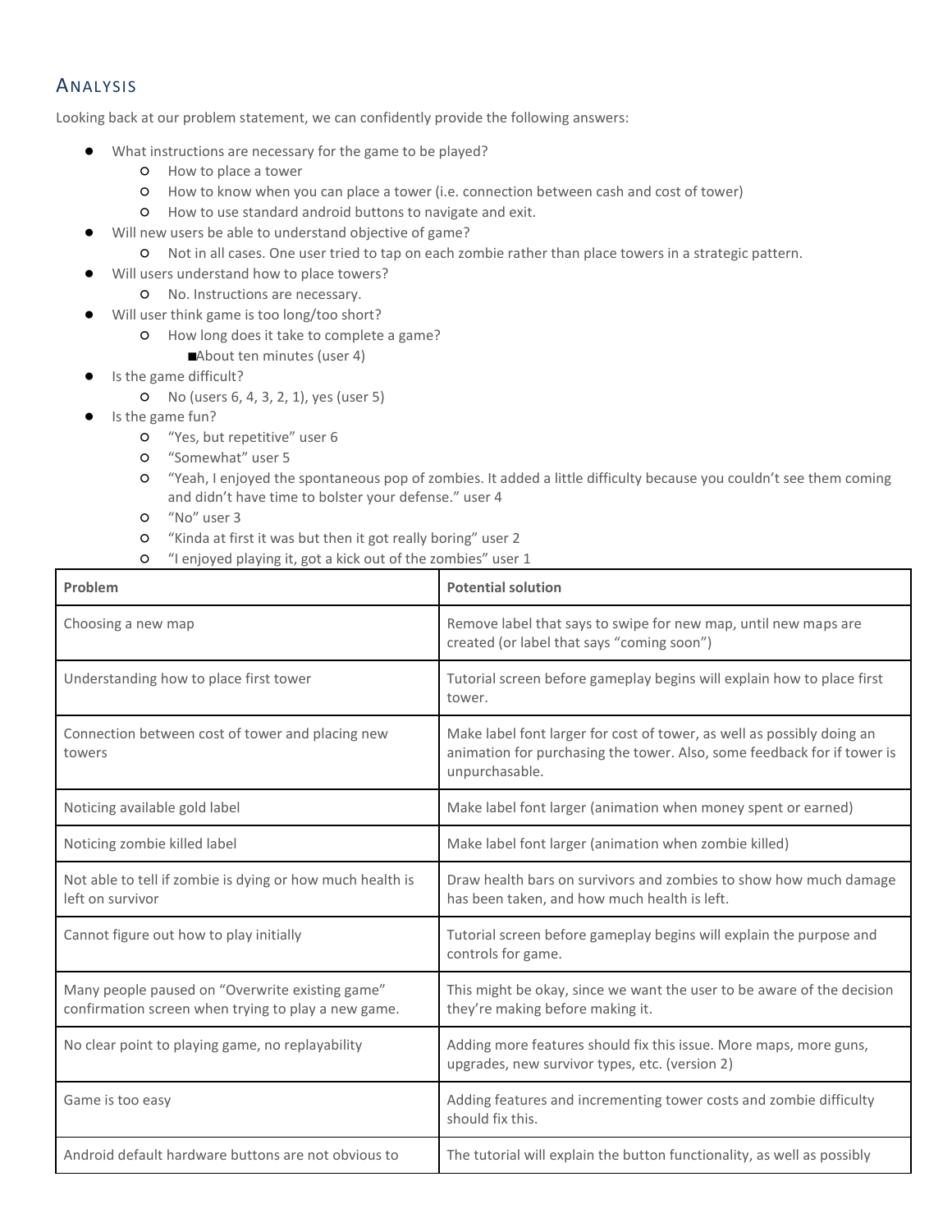## Analysis

Looking back at our problem statement, we can confidently provide the following answers:

- What instructions are necessary for the game to be played?
  - How to place a tower
  - How to know when you can place a tower (i.e. connection between cash and cost of tower)
  - How to use standard android buttons to navigate and exit.
- Will new users be able to understand objective of game?
  - Not in all cases. One user tried to tap on each zombie rather than place towers in a strategic pattern.
- Will users understand how to place towers?
  - No. Instructions are necessary.
- Will user think game is too long/too short?
  - How long does it take to complete a game?
    - About ten minutes (user 4)
- Is the game difficult?
  - No (users 6, 4, 3, 2, 1), yes (user 5)
- Is the game fun?
  - "Yes, but repetitive" user 6
  - "Somewhat" user 5
  - "Yeah, I enjoyed the spontaneous pop of zombies. It added a little difficulty because you couldn't see them coming and didn't have time to bolster your defense." user 4
  - "No" user 3
  - "Kinda at first it was but then it got really boring" user 2
  - "I enjoyed playing it, got a kick out of the zombies" user 1

| Problem | Potential solution |
|---|---|
| Choosing a new map | Remove label that says to swipe for new map, until new maps are created (or label that says "coming soon") |
| Understanding how to place first tower | Tutorial screen before gameplay begins will explain how to place first tower. |
| Connection between cost of tower and placing new towers | Make label font larger for cost of tower, as well as possibly doing an animation for purchasing the tower. Also, some feedback for if tower is unpurchasable. |
| Noticing available gold label | Make label font larger (animation when money spent or earned) |
| Noticing zombie killed label | Make label font larger (animation when zombie killed) |
| Not able to tell if zombie is dying or how much health is left on survivor | Draw health bars on survivors and zombies to show how much damage has been taken, and how much health is left. |
| Cannot figure out how to play initially | Tutorial screen before gameplay begins will explain the purpose and controls for game. |
| Many people paused on "Overwrite existing game" confirmation screen when trying to play a new game. | This might be okay, since we want the user to be aware of the decision they're making before making it. |
| No clear point to playing game, no replayability | Adding more features should fix this issue. More maps, more guns, upgrades, new survivor types, etc. (version 2) |
| Game is too easy | Adding features and incrementing tower costs and zombie difficulty should fix this. |
| Android default hardware buttons are not obvious to | The tutorial will explain the button functionality, as well as possibly |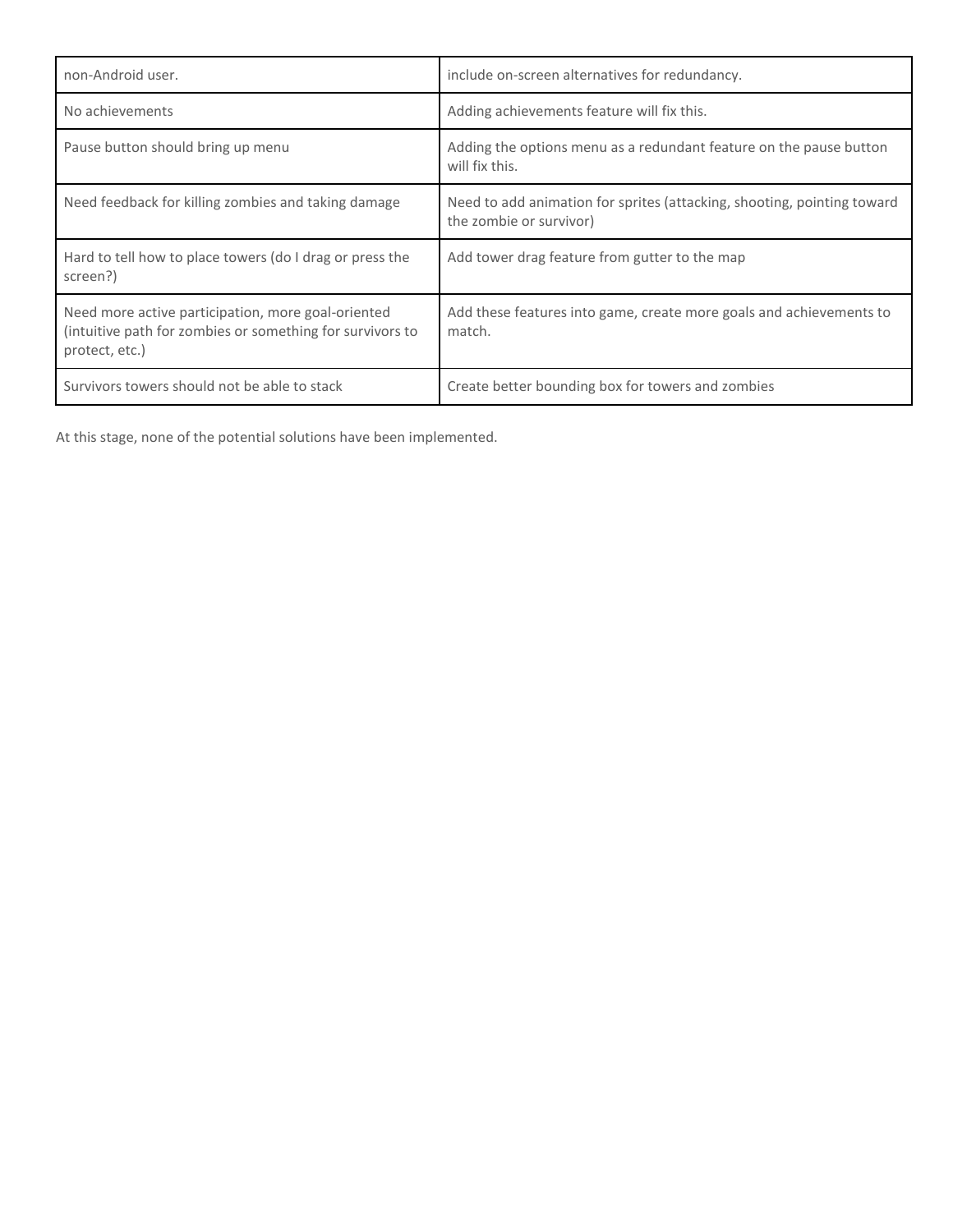| | |
|---|---|
| non-Android user. | include on-screen alternatives for redundancy. |
| No achievements | Adding achievements feature will fix this. |
| Pause button should bring up menu | Adding the options menu as a redundant feature on the pause button will fix this. |
| Need feedback for killing zombies and taking damage | Need to add animation for sprites (attacking, shooting, pointing toward the zombie or survivor) |
| Hard to tell how to place towers (do I drag or press the screen?) | Add tower drag feature from gutter to the map |
| Need more active participation, more goal-oriented (intuitive path for zombies or something for survivors to protect, etc.) | Add these features into game, create more goals and achievements to match. |
| Survivors towers should not be able to stack | Create better bounding box for towers and zombies |

At this stage, none of the potential solutions have been implemented.